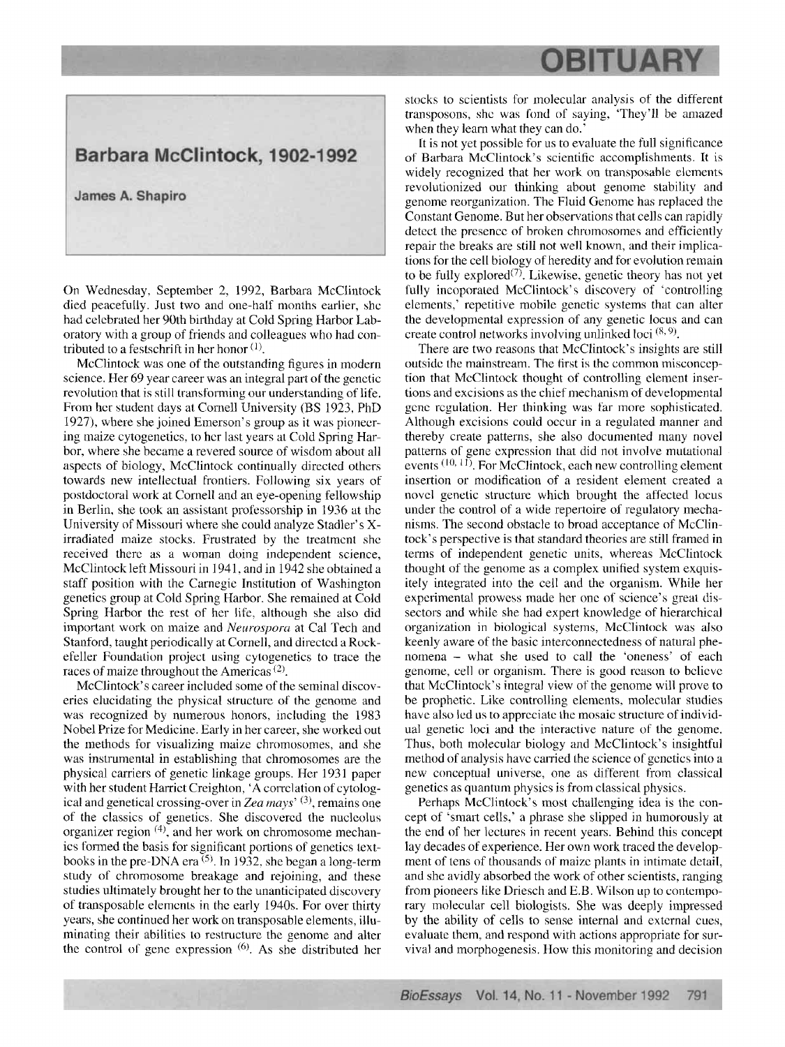# OBITUARY

## Barbara McClintock, 1902-1992

**James A. Shapiro**

On Wednesday, September 2, 1992, Barbara McClintock died peacefully. Just two and one-half months earlier, she had celebrated her 90th birthday at Cold Spring Harbor Laboratory with a group of friends and colleagues who had contributed to a festschrift in her honor [1].

McClintock was one of the outstanding figures in modern science. Her 69 year career was an integral part of the genetic revolution that is still transforming our understanding of life. From her student days at Cornell University (BS 1923, PhD 1927), where she joined Emerson's group as it was pioneering maize cytogenetics, to her last years at Cold Spring Harbor, where she became a revered source of wisdom about all aspects of biology, McClintock continually directed others towards new intellectual frontiers. Following six years of postdoctoral work at Cornell and an eye-opening fellowship in Berlin, she took an assistant professorship in 1936 at the University of Missouri where she could analyze Stadler's X-irradiated maize stocks. Frustrated by the treatment she received there as a woman doing independent science, McClintock left Missouri in 1941, and in 1942 she obtained a staff position with the Carnegie Institution of Washington genetics group at Cold Spring Harbor. She remained at Cold Spring Harbor the rest of her life, although she also did important work on maize and *Neurospora* at Cal Tech and Stanford, taught periodically at Cornell, and directed a Rockefeller Foundation project using cytogenetics to trace the races of maize throughout the Americas [2].

McClintock's career included some of the seminal discoveries elucidating the physical structure of the genome and was recognized by numerous honors, including the 1983 Nobel Prize for Medicine. Early in her career, she worked out the methods for visualizing maize chromosomes, and she was instrumental in establishing that chromosomes are the physical carriers of genetic linkage groups. Her 1931 paper with her student Harriet Creighton, 'A correlation of cytological and genetical crossing-over in *Zea mays*' [3], remains one of the classics of genetics. She discovered the nucleolus organizer region [4], and her work on chromosome mechanics formed the basis for significant portions of genetics textbooks in the pre-DNA era [5]. In 1932, she began a long-term study of chromosome breakage and rejoining, and these studies ultimately brought her to the unanticipated discovery of transposable elements in the early 1940s. For over thirty years, she continued her work on transposable elements, illuminating their abilities to restructure the genome and alter the control of gene expression [6]. As she distributed her stocks to scientists for molecular analysis of the different transposons, she was fond of saying, 'They'll be amazed when they learn what they can do.'

It is not yet possible for us to evaluate the full significance of Barbara McClintock's scientific accomplishments. It is widely recognized that her work on transposable elements revolutionized our thinking about genome stability and genome reorganization. The Fluid Genome has replaced the Constant Genome. But her observations that cells can rapidly detect the presence of broken chromosomes and efficiently repair the breaks are still not well known, and their implications for the cell biology of heredity and for evolution remain to be fully explored[7]. Likewise, genetic theory has not yet fully incoporated McClintock's discovery of 'controlling elements,' repetitive mobile genetic systems that can alter the developmental expression of any genetic locus and can create control networks involving unlinked loci [8, 9].

There are two reasons that McClintock's insights are still outside the mainstream. The first is the common misconception that McClintock thought of controlling element insertions and excisions as the chief mechanism of developmental gene regulation. Her thinking was far more sophisticated. Although excisions could occur in a regulated manner and thereby create patterns, she also documented many novel patterns of gene expression that did not involve mutational events [10, 11]. For McClintock, each new controlling element insertion or modification of a resident element created a novel genetic structure which brought the affected locus under the control of a wide repertoire of regulatory mechanisms. The second obstacle to broad acceptance of McClintock's perspective is that standard theories are still framed in terms of independent genetic units, whereas McClintock thought of the genome as a complex unified system exquisitely integrated into the cell and the organism. While her experimental prowess made her one of science's great dissectors and while she had expert knowledge of hierarchical organization in biological systems, McClintock was also keenly aware of the basic interconnectedness of natural phenomena – what she used to call the 'oneness' of each genome, cell or organism. There is good reason to believe that McClintock's integral view of the genome will prove to be prophetic. Like controlling elements, molecular studies have also led us to appreciate the mosaic structure of individual genetic loci and the interactive nature of the genome. Thus, both molecular biology and McClintock's insightful method of analysis have carried the science of genetics into a new conceptual universe, one as different from classical genetics as quantum physics is from classical physics.

Perhaps McClintock's most challenging idea is the concept of 'smart cells,' a phrase she slipped in humorously at the end of her lectures in recent years. Behind this concept lay decades of experience. Her own work traced the development of tens of thousands of maize plants in intimate detail, and she avidly absorbed the work of other scientists, ranging from pioneers like Driesch and E.B. Wilson up to contemporary molecular cell biologists. She was deeply impressed by the ability of cells to sense internal and external cues, evaluate them, and respond with actions appropriate for survival and morphogenesis. How this monitoring and decision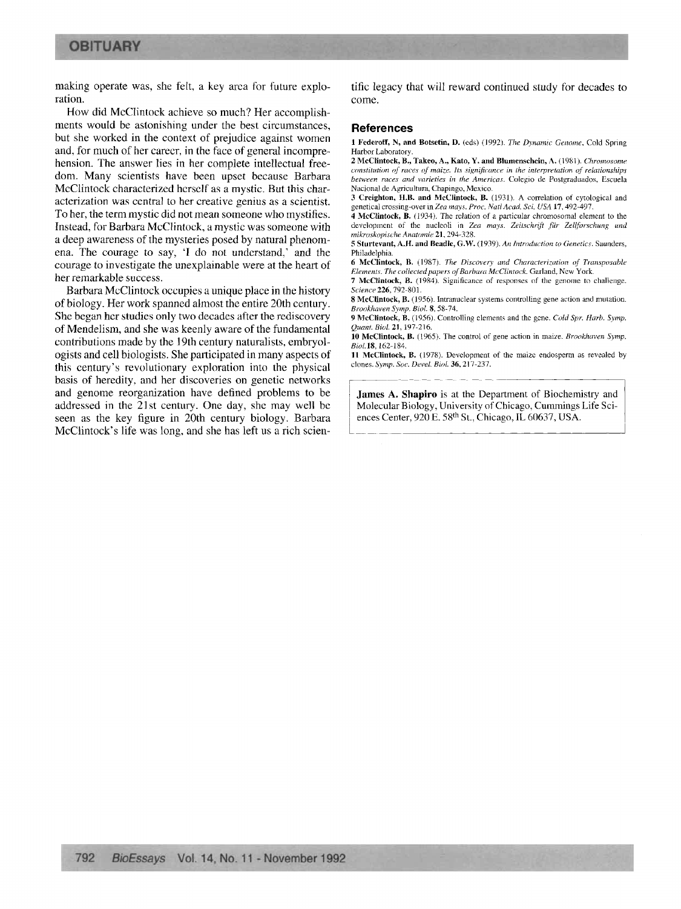making operate was, she felt, a key area for future exploration.

How did McClintock achieve so much? Her accomplishments would be astonishing under the best circumstances, but she worked in the context of prejudice against women and, for much of her career, in the face of general incomprehension. The answer lies in her complete intellectual freedom. Many scientists have been upset because Barbara McClintock characterized herself as a mystic. But this characterization was central to her creative genius as a scientist. To her, the term mystic did not mean someone who mystifies. Instead, for Barbara McClintock, a mystic was someone with a deep awareness of the mysteries posed by natural phenomena. The courage to say, 'I do not understand,' and the courage to investigate the unexplainable were at the heart of her remarkable success.

Barbara McClintock occupies a unique place in the history of biology. Her work spanned almost the entire 20th century. She began her studies only two decades after the rediscovery of Mendelism, and she was keenly aware of the fundamental contributions made by the 19th century naturalists, embryologists and cell biologists. She participated in many aspects of this century's revolutionary exploration into the physical basis of heredity, and her discoveries on genetic networks and genome reorganization have defined problems to be addressed in the 21st century. One day, she may well be seen as the key figure in 20th century biology. Barbara McClintock's life was long, and she has left us a rich scientific legacy that will reward continued study for decades to come.

## References

1 **Federoff, N, and Botsetin, D.** (eds) (1992). *The Dynamic Genome*. Cold Spring Harbor Laboratory.

2 **McClintock, B., Takeo, A., Kato, Y. and Blumenschein, A.** (1981). *Chromosome constitution of races of maize. Its significance in the interpretation of relationships between races and varieties in the Americas.* Colegio de Postgraduados, Escuela Nacional de Agricultura, Chapingo, Mexico.

3 **Creighton, H.B. and McClintock, B.** (1931). A correlation of cytological and genetical crossing-over in *Zea mays*. *Proc. Natl Acad. Sci. USA* **17**, 492-497.

4 **McClintock, B.** (1934). The relation of a particular chromosomal element to the development of the nucleoli in *Zea mays*. *Zeitschrift für Zellforschung und mikroskopische Anatomie* **21**, 294-328.

5 **Sturtevant, A.H. and Beadle, G.W.** (1939). *An Introduction to Genetics*. Saunders, Philadelphia.

6 **McClintock, B.** (1987). *The Discovery and Characterization of Transposable Elements. The collected papers of Barbara McClintock*. Garland, New York.

7 **McClintock, B.** (1984). Significance of responses of the genome to challenge. *Science* **226**, 792-801.

8 **McClintock, B.** (1956). Intranuclear systems controlling gene action and mutation. *Brookhaven Symp. Biol.* **8**, 58-74.

9 **McClintock, B.** (1956). Controlling elements and the gene. *Cold Spr. Harb. Symp. Quant. Biol.* **21**, 197-216.

10 **McClintock, B.** (1965). The control of gene action in maize. *Brookhaven Symp. Biol.* **18**, 162-184.

11 **McClintock, B.** (1978). Development of the maize endosperm as revealed by clones. *Symp. Soc. Devel. Biol.* **36**, 217-237.

**James A. Shapiro** is at the Department of Biochemistry and Molecular Biology, University of Chicago, Cummings Life Sciences Center, 920 E. 58th St., Chicago, IL 60637, USA.